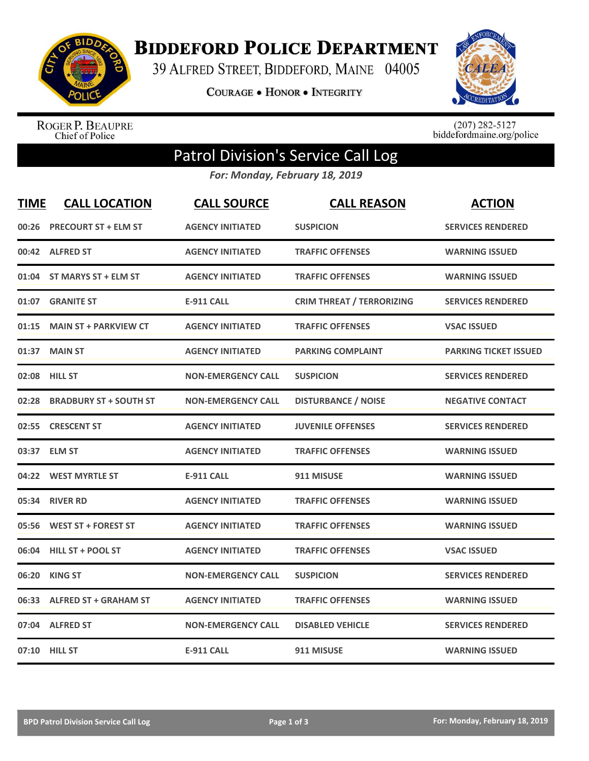# Biddeford Police Department

39 Alfred Street, Biddeford, Maine 04005

Courage • Honor • Integrity

Roger P. Beaupre
Chief of Police

(207) 282-5127
biddefordmaine.org/police

## Patrol Division's Service Call Log

*For: Monday, February 18, 2019*

| TIME | CALL LOCATION | CALL SOURCE | CALL REASON | ACTION |
|---|---|---|---|---|
| 00:26 | PRECOURT ST + ELM ST | AGENCY INITIATED | SUSPICION | SERVICES RENDERED |
| 00:42 | ALFRED ST | AGENCY INITIATED | TRAFFIC OFFENSES | WARNING ISSUED |
| 01:04 | ST MARYS ST + ELM ST | AGENCY INITIATED | TRAFFIC OFFENSES | WARNING ISSUED |
| 01:07 | GRANITE ST | E-911 CALL | CRIM THREAT / TERRORIZING | SERVICES RENDERED |
| 01:15 | MAIN ST + PARKVIEW CT | AGENCY INITIATED | TRAFFIC OFFENSES | VSAC ISSUED |
| 01:37 | MAIN ST | AGENCY INITIATED | PARKING COMPLAINT | PARKING TICKET ISSUED |
| 02:08 | HILL ST | NON-EMERGENCY CALL | SUSPICION | SERVICES RENDERED |
| 02:28 | BRADBURY ST + SOUTH ST | NON-EMERGENCY CALL | DISTURBANCE / NOISE | NEGATIVE CONTACT |
| 02:55 | CRESCENT ST | AGENCY INITIATED | JUVENILE OFFENSES | SERVICES RENDERED |
| 03:37 | ELM ST | AGENCY INITIATED | TRAFFIC OFFENSES | WARNING ISSUED |
| 04:22 | WEST MYRTLE ST | E-911 CALL | 911 MISUSE | WARNING ISSUED |
| 05:34 | RIVER RD | AGENCY INITIATED | TRAFFIC OFFENSES | WARNING ISSUED |
| 05:56 | WEST ST + FOREST ST | AGENCY INITIATED | TRAFFIC OFFENSES | WARNING ISSUED |
| 06:04 | HILL ST + POOL ST | AGENCY INITIATED | TRAFFIC OFFENSES | VSAC ISSUED |
| 06:20 | KING ST | NON-EMERGENCY CALL | SUSPICION | SERVICES RENDERED |
| 06:33 | ALFRED ST + GRAHAM ST | AGENCY INITIATED | TRAFFIC OFFENSES | WARNING ISSUED |
| 07:04 | ALFRED ST | NON-EMERGENCY CALL | DISABLED VEHICLE | SERVICES RENDERED |
| 07:10 | HILL ST | E-911 CALL | 911 MISUSE | WARNING ISSUED |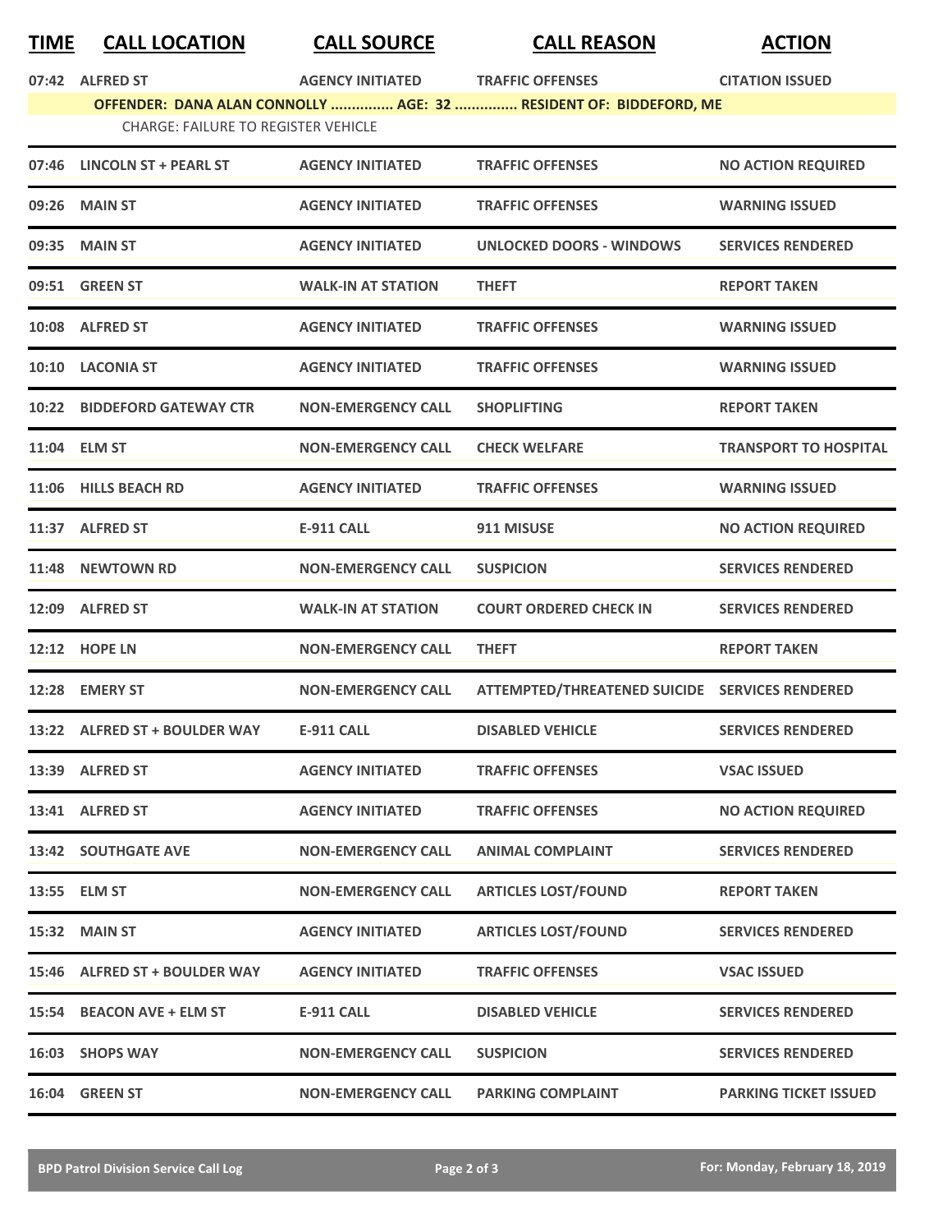| TIME | CALL LOCATION | CALL SOURCE | CALL REASON | ACTION |
|---|---|---|---|---|
| 07:42 | ALFRED ST | AGENCY INITIATED | TRAFFIC OFFENSES | CITATION ISSUED |
| | OFFENDER: DANA ALAN CONNOLLY ............... AGE: 32 ............... RESIDENT OF: BIDDEFORD, ME | | | |
| | CHARGE: FAILURE TO REGISTER VEHICLE | | | |
| 07:46 | LINCOLN ST + PEARL ST | AGENCY INITIATED | TRAFFIC OFFENSES | NO ACTION REQUIRED |
| 09:26 | MAIN ST | AGENCY INITIATED | TRAFFIC OFFENSES | WARNING ISSUED |
| 09:35 | MAIN ST | AGENCY INITIATED | UNLOCKED DOORS - WINDOWS | SERVICES RENDERED |
| 09:51 | GREEN ST | WALK-IN AT STATION | THEFT | REPORT TAKEN |
| 10:08 | ALFRED ST | AGENCY INITIATED | TRAFFIC OFFENSES | WARNING ISSUED |
| 10:10 | LACONIA ST | AGENCY INITIATED | TRAFFIC OFFENSES | WARNING ISSUED |
| 10:22 | BIDDEFORD GATEWAY CTR | NON-EMERGENCY CALL | SHOPLIFTING | REPORT TAKEN |
| 11:04 | ELM ST | NON-EMERGENCY CALL | CHECK WELFARE | TRANSPORT TO HOSPITAL |
| 11:06 | HILLS BEACH RD | AGENCY INITIATED | TRAFFIC OFFENSES | WARNING ISSUED |
| 11:37 | ALFRED ST | E-911 CALL | 911 MISUSE | NO ACTION REQUIRED |
| 11:48 | NEWTOWN RD | NON-EMERGENCY CALL | SUSPICION | SERVICES RENDERED |
| 12:09 | ALFRED ST | WALK-IN AT STATION | COURT ORDERED CHECK IN | SERVICES RENDERED |
| 12:12 | HOPE LN | NON-EMERGENCY CALL | THEFT | REPORT TAKEN |
| 12:28 | EMERY ST | NON-EMERGENCY CALL | ATTEMPTED/THREATENED SUICIDE | SERVICES RENDERED |
| 13:22 | ALFRED ST + BOULDER WAY | E-911 CALL | DISABLED VEHICLE | SERVICES RENDERED |
| 13:39 | ALFRED ST | AGENCY INITIATED | TRAFFIC OFFENSES | VSAC ISSUED |
| 13:41 | ALFRED ST | AGENCY INITIATED | TRAFFIC OFFENSES | NO ACTION REQUIRED |
| 13:42 | SOUTHGATE AVE | NON-EMERGENCY CALL | ANIMAL COMPLAINT | SERVICES RENDERED |
| 13:55 | ELM ST | NON-EMERGENCY CALL | ARTICLES LOST/FOUND | REPORT TAKEN |
| 15:32 | MAIN ST | AGENCY INITIATED | ARTICLES LOST/FOUND | SERVICES RENDERED |
| 15:46 | ALFRED ST + BOULDER WAY | AGENCY INITIATED | TRAFFIC OFFENSES | VSAC ISSUED |
| 15:54 | BEACON AVE + ELM ST | E-911 CALL | DISABLED VEHICLE | SERVICES RENDERED |
| 16:03 | SHOPS WAY | NON-EMERGENCY CALL | SUSPICION | SERVICES RENDERED |
| 16:04 | GREEN ST | NON-EMERGENCY CALL | PARKING COMPLAINT | PARKING TICKET ISSUED |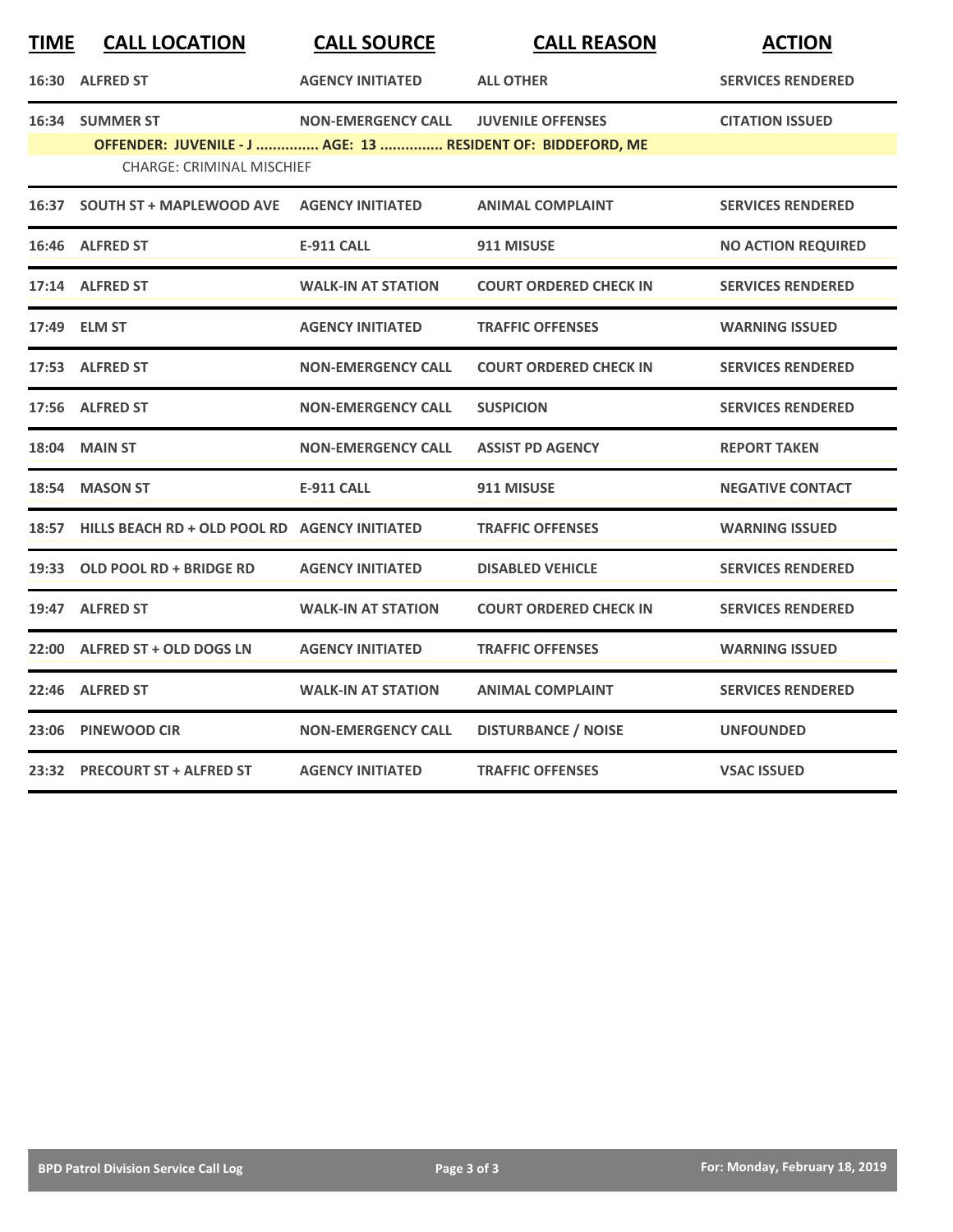| TIME | CALL LOCATION | CALL SOURCE | CALL REASON | ACTION |
|---|---|---|---|---|
| 16:30 | ALFRED ST | AGENCY INITIATED | ALL OTHER | SERVICES RENDERED |
| 16:34 | SUMMER ST | NON-EMERGENCY CALL | JUVENILE OFFENSES | CITATION ISSUED |
| | OFFENDER: JUVENILE - J ............... AGE: 13 ............... RESIDENT OF: BIDDEFORD, ME | | | |
| | CHARGE: CRIMINAL MISCHIEF | | | |
| 16:37 | SOUTH ST + MAPLEWOOD AVE | AGENCY INITIATED | ANIMAL COMPLAINT | SERVICES RENDERED |
| 16:46 | ALFRED ST | E-911 CALL | 911 MISUSE | NO ACTION REQUIRED |
| 17:14 | ALFRED ST | WALK-IN AT STATION | COURT ORDERED CHECK IN | SERVICES RENDERED |
| 17:49 | ELM ST | AGENCY INITIATED | TRAFFIC OFFENSES | WARNING ISSUED |
| 17:53 | ALFRED ST | NON-EMERGENCY CALL | COURT ORDERED CHECK IN | SERVICES RENDERED |
| 17:56 | ALFRED ST | NON-EMERGENCY CALL | SUSPICION | SERVICES RENDERED |
| 18:04 | MAIN ST | NON-EMERGENCY CALL | ASSIST PD AGENCY | REPORT TAKEN |
| 18:54 | MASON ST | E-911 CALL | 911 MISUSE | NEGATIVE CONTACT |
| 18:57 | HILLS BEACH RD + OLD POOL RD | AGENCY INITIATED | TRAFFIC OFFENSES | WARNING ISSUED |
| 19:33 | OLD POOL RD + BRIDGE RD | AGENCY INITIATED | DISABLED VEHICLE | SERVICES RENDERED |
| 19:47 | ALFRED ST | WALK-IN AT STATION | COURT ORDERED CHECK IN | SERVICES RENDERED |
| 22:00 | ALFRED ST + OLD DOGS LN | AGENCY INITIATED | TRAFFIC OFFENSES | WARNING ISSUED |
| 22:46 | ALFRED ST | WALK-IN AT STATION | ANIMAL COMPLAINT | SERVICES RENDERED |
| 23:06 | PINEWOOD CIR | NON-EMERGENCY CALL | DISTURBANCE / NOISE | UNFOUNDED |
| 23:32 | PRECOURT ST + ALFRED ST | AGENCY INITIATED | TRAFFIC OFFENSES | VSAC ISSUED |